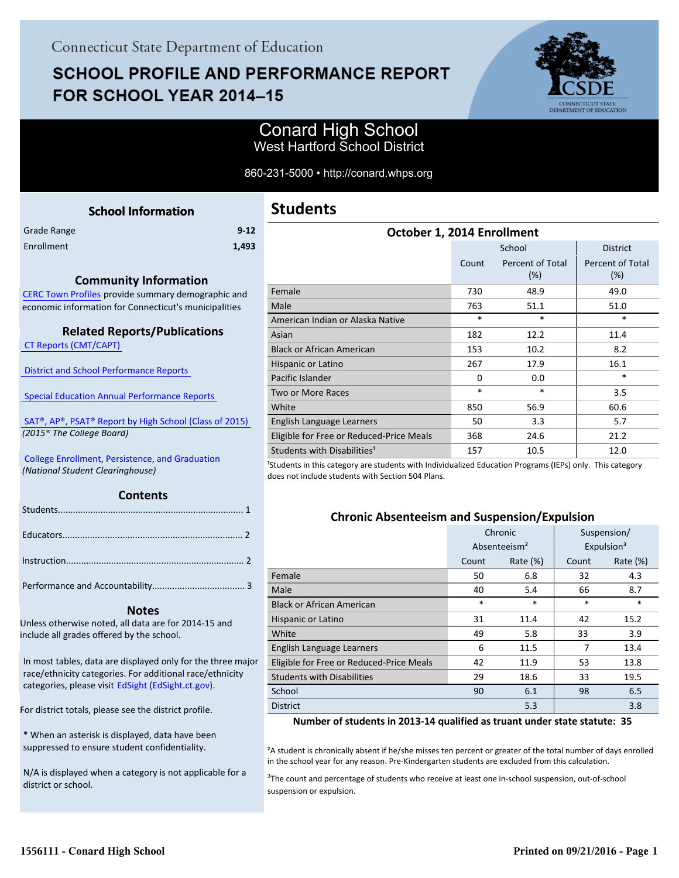Connecticut State Department of Education

# SCHOOL PROFILE AND PERFORMANCE REPORT FOR SCHOOL YEAR 2014–15

## Conard High School
West Hartford School District

860-231-5000 • http://conard.whps.org

### School Information

| | |
|---|---|
| Grade Range | 9-12 |
| Enrollment | 1,493 |

### Community Information

CERC Town Profiles provide summary demographic and economic information for Connecticut's municipalities

### Related Reports/Publications

CT Reports (CMT/CAPT)

District and School Performance Reports

Special Education Annual Performance Reports

SAT®, AP®, PSAT® Report by High School (Class of 2015)
*(2015® The College Board)*

College Enrollment, Persistence, and Graduation
*(National Student Clearinghouse)*

### Contents

Students........................................................................ 1

Educators...................................................................... 2

Instruction..................................................................... 2

Performance and Accountability.................................... 3

### Notes

Unless otherwise noted, all data are for 2014-15 and include all grades offered by the school.

In most tables, data are displayed only for the three major race/ethnicity categories. For additional race/ethnicity categories, please visit EdSight (EdSight.ct.gov).

For district totals, please see the district profile.

* When an asterisk is displayed, data have been suppressed to ensure student confidentiality.

N/A is displayed when a category is not applicable for a district or school.

## Students

### October 1, 2014 Enrollment

| | School | | District |
|---|---|---|---|
| | Count | Percent of Total (%) | Percent of Total (%) |
| Female | 730 | 48.9 | 49.0 |
| Male | 763 | 51.1 | 51.0 |
| American Indian or Alaska Native | * | * | * |
| Asian | 182 | 12.2 | 11.4 |
| Black or African American | 153 | 10.2 | 8.2 |
| Hispanic or Latino | 267 | 17.9 | 16.1 |
| Pacific Islander | 0 | 0.0 | * |
| Two or More Races | * | * | 3.5 |
| White | 850 | 56.9 | 60.6 |
| English Language Learners | 50 | 3.3 | 5.7 |
| Eligible for Free or Reduced-Price Meals | 368 | 24.6 | 21.2 |
| Students with Disabilities[1] | 157 | 10.5 | 12.0 |

[1]Students in this category are students with Individualized Education Programs (IEPs) only. This category does not include students with Section 504 Plans.

### Chronic Absenteeism and Suspension/Expulsion

| | Chronic Absenteeism[2] | | Suspension/ Expulsion[3] | |
|---|---|---|---|---|
| | Count | Rate (%) | Count | Rate (%) |
| Female | 50 | 6.8 | 32 | 4.3 |
| Male | 40 | 5.4 | 66 | 8.7 |
| Black or African American | * | * | * | * |
| Hispanic or Latino | 31 | 11.4 | 42 | 15.2 |
| White | 49 | 5.8 | 33 | 3.9 |
| English Language Learners | 6 | 11.5 | 7 | 13.4 |
| Eligible for Free or Reduced-Price Meals | 42 | 11.9 | 53 | 13.8 |
| Students with Disabilities | 29 | 18.6 | 33 | 19.5 |
| School | 90 | 6.1 | 98 | 6.5 |
| District | | 5.3 | | 3.8 |

**Number of students in 2013-14 qualified as truant under state statute: 35**

[2]A student is chronically absent if he/she misses ten percent or greater of the total number of days enrolled in the school year for any reason. Pre-Kindergarten students are excluded from this calculation.

[3]The count and percentage of students who receive at least one in-school suspension, out-of-school suspension or expulsion.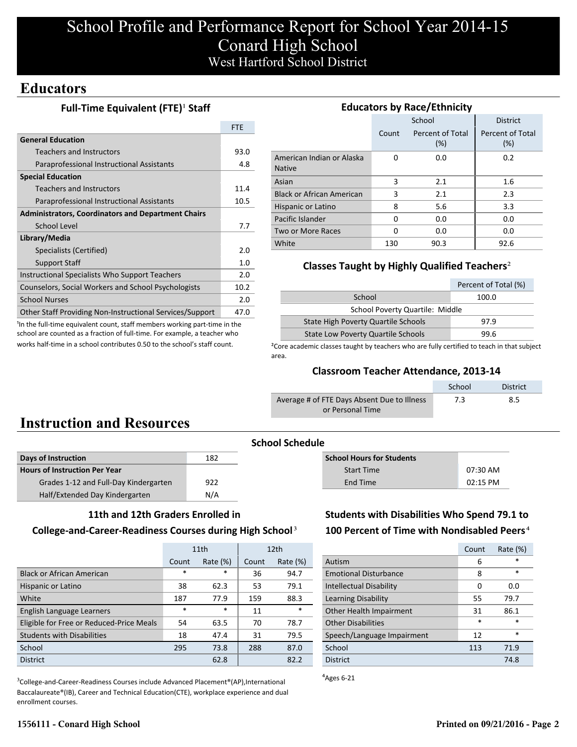# School Profile and Performance Report for School Year 2014-15
# Conard High School
## West Hartford School District

## Educators

### Full-Time Equivalent (FTE)[1] Staff

| | FTE |
|---|---|
| **General Education** | |
| Teachers and Instructors | 93.0 |
| Paraprofessional Instructional Assistants | 4.8 |
| **Special Education** | |
| Teachers and Instructors | 11.4 |
| Paraprofessional Instructional Assistants | 10.5 |
| **Administrators, Coordinators and Department Chairs** | |
| School Level | 7.7 |
| **Library/Media** | |
| Specialists (Certified) | 2.0 |
| Support Staff | 1.0 |
| Instructional Specialists Who Support Teachers | 2.0 |
| Counselors, Social Workers and School Psychologists | 10.2 |
| School Nurses | 2.0 |
| Other Staff Providing Non-Instructional Services/Support | 47.0 |

[1]In the full-time equivalent count, staff members working part-time in the school are counted as a fraction of full-time. For example, a teacher who works half-time in a school contributes 0.50 to the school's staff count.

### Educators by Race/Ethnicity

| | School | | District |
|---|---|---|---|
| | Count | Percent of Total (%) | Percent of Total (%) |
| American Indian or Alaska Native | 0 | 0.0 | 0.2 |
| Asian | 3 | 2.1 | 1.6 |
| Black or African American | 3 | 2.1 | 2.3 |
| Hispanic or Latino | 8 | 5.6 | 3.3 |
| Pacific Islander | 0 | 0.0 | 0.0 |
| Two or More Races | 0 | 0.0 | 0.0 |
| White | 130 | 90.3 | 92.6 |

### Classes Taught by Highly Qualified Teachers[2]

| | Percent of Total (%) |
|---|---|
| School | 100.0 |
| School Poverty Quartile: Middle | |
| State High Poverty Quartile Schools | 97.9 |
| State Low Poverty Quartile Schools | 99.6 |

[2]Core academic classes taught by teachers who are fully certified to teach in that subject area.

### Classroom Teacher Attendance, 2013-14

| | School | District |
|---|---|---|
| Average # of FTE Days Absent Due to Illness or Personal Time | 7.3 | 8.5 |

## Instruction and Resources

### School Schedule

| Days of Instruction | 182 |
|---|---|
| **Hours of Instruction Per Year** | |
| Grades 1-12 and Full-Day Kindergarten | 922 |
| Half/Extended Day Kindergarten | N/A |

| School Hours for Students | |
|---|---|
| Start Time | 07:30 AM |
| End Time | 02:15 PM |

### 11th and 12th Graders Enrolled in College-and-Career-Readiness Courses during High School[3]

| | 11th | | 12th | |
|---|---|---|---|---|
| | Count | Rate (%) | Count | Rate (%) |
| Black or African American | * | * | 36 | 94.7 |
| Hispanic or Latino | 38 | 62.3 | 53 | 79.1 |
| White | 187 | 77.9 | 159 | 88.3 |
| English Language Learners | * | * | 11 | * |
| Eligible for Free or Reduced-Price Meals | 54 | 63.5 | 70 | 78.7 |
| Students with Disabilities | 18 | 47.4 | 31 | 79.5 |
| School | 295 | 73.8 | 288 | 87.0 |
| District | | 62.8 | | 82.2 |

[3]College-and-Career-Readiness Courses include Advanced Placement®(AP),International Baccalaureate®(IB), Career and Technical Education(CTE), workplace experience and dual enrollment courses.

### Students with Disabilities Who Spend 79.1 to 100 Percent of Time with Nondisabled Peers[4]

| | Count | Rate (%) |
|---|---|---|
| Autism | 6 | * |
| Emotional Disturbance | 8 | * |
| Intellectual Disability | 0 | 0.0 |
| Learning Disability | 55 | 79.7 |
| Other Health Impairment | 31 | 86.1 |
| Other Disabilities | * | * |
| Speech/Language Impairment | 12 | * |
| School | 113 | 71.9 |
| District | | 74.8 |

[4]Ages 6-21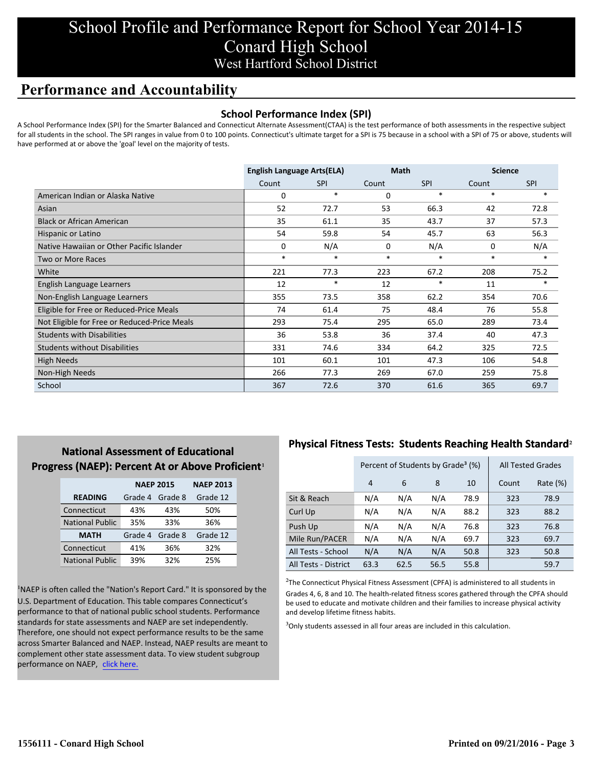# School Profile and Performance Report for School Year 2014-15
# Conard High School
## West Hartford School District

## Performance and Accountability

### School Performance Index (SPI)

A School Performance Index (SPI) for the Smarter Balanced and Connecticut Alternate Assessment(CTAA) is the test performance of both assessments in the respective subject for all students in the school. The SPI ranges in value from 0 to 100 points. Connecticut's ultimate target for a SPI is 75 because in a school with a SPI of 75 or above, students will have performed at or above the 'goal' level on the majority of tests.

| | English Language Arts(ELA) | | Math | | Science | |
|---|---|---|---|---|---|---|
| | Count | SPI | Count | SPI | Count | SPI |
| American Indian or Alaska Native | 0 | * | 0 | * | * | * |
| Asian | 52 | 72.7 | 53 | 66.3 | 42 | 72.8 |
| Black or African American | 35 | 61.1 | 35 | 43.7 | 37 | 57.3 |
| Hispanic or Latino | 54 | 59.8 | 54 | 45.7 | 63 | 56.3 |
| Native Hawaiian or Other Pacific Islander | 0 | N/A | 0 | N/A | 0 | N/A |
| Two or More Races | * | * | * | * | * | * |
| White | 221 | 77.3 | 223 | 67.2 | 208 | 75.2 |
| English Language Learners | 12 | * | 12 | * | 11 | * |
| Non-English Language Learners | 355 | 73.5 | 358 | 62.2 | 354 | 70.6 |
| Eligible for Free or Reduced-Price Meals | 74 | 61.4 | 75 | 48.4 | 76 | 55.8 |
| Not Eligible for Free or Reduced-Price Meals | 293 | 75.4 | 295 | 65.0 | 289 | 73.4 |
| Students with Disabilities | 36 | 53.8 | 36 | 37.4 | 40 | 47.3 |
| Students without Disabilities | 331 | 74.6 | 334 | 64.2 | 325 | 72.5 |
| High Needs | 101 | 60.1 | 101 | 47.3 | 106 | 54.8 |
| Non-High Needs | 266 | 77.3 | 269 | 67.0 | 259 | 75.8 |
| School | 367 | 72.6 | 370 | 61.6 | 365 | 69.7 |

### National Assessment of Educational Progress (NAEP): Percent At or Above Proficient[1]

| | NAEP 2015 | | NAEP 2013 |
|---|---|---|---|
| **READING** | Grade 4 | Grade 8 | Grade 12 |
| Connecticut | 43% | 43% | 50% |
| National Public | 35% | 33% | 36% |
| **MATH** | Grade 4 | Grade 8 | Grade 12 |
| Connecticut | 41% | 36% | 32% |
| National Public | 39% | 32% | 25% |

[1]NAEP is often called the "Nation's Report Card." It is sponsored by the U.S. Department of Education. This table compares Connecticut's performance to that of national public school students. Performance standards for state assessments and NAEP are set independently. Therefore, one should not expect performance results to be the same across Smarter Balanced and NAEP. Instead, NAEP results are meant to complement other state assessment data. To view student subgroup performance on NAEP, click here.

### Physical Fitness Tests: Students Reaching Health Standard[2]

| | Percent of Students by Grade[3] (%) | | | | All Tested Grades | |
|---|---|---|---|---|---|---|
| | 4 | 6 | 8 | 10 | Count | Rate (%) |
| Sit & Reach | N/A | N/A | N/A | 78.9 | 323 | 78.9 |
| Curl Up | N/A | N/A | N/A | 88.2 | 323 | 88.2 |
| Push Up | N/A | N/A | N/A | 76.8 | 323 | 76.8 |
| Mile Run/PACER | N/A | N/A | N/A | 69.7 | 323 | 69.7 |
| All Tests - School | N/A | N/A | N/A | 50.8 | 323 | 50.8 |
| All Tests - District | 63.3 | 62.5 | 56.5 | 55.8 | | 59.7 |

[2]The Connecticut Physical Fitness Assessment (CPFA) is administered to all students in Grades 4, 6, 8 and 10. The health-related fitness scores gathered through the CPFA should be used to educate and motivate children and their families to increase physical activity and develop lifetime fitness habits.

[3]Only students assessed in all four areas are included in this calculation.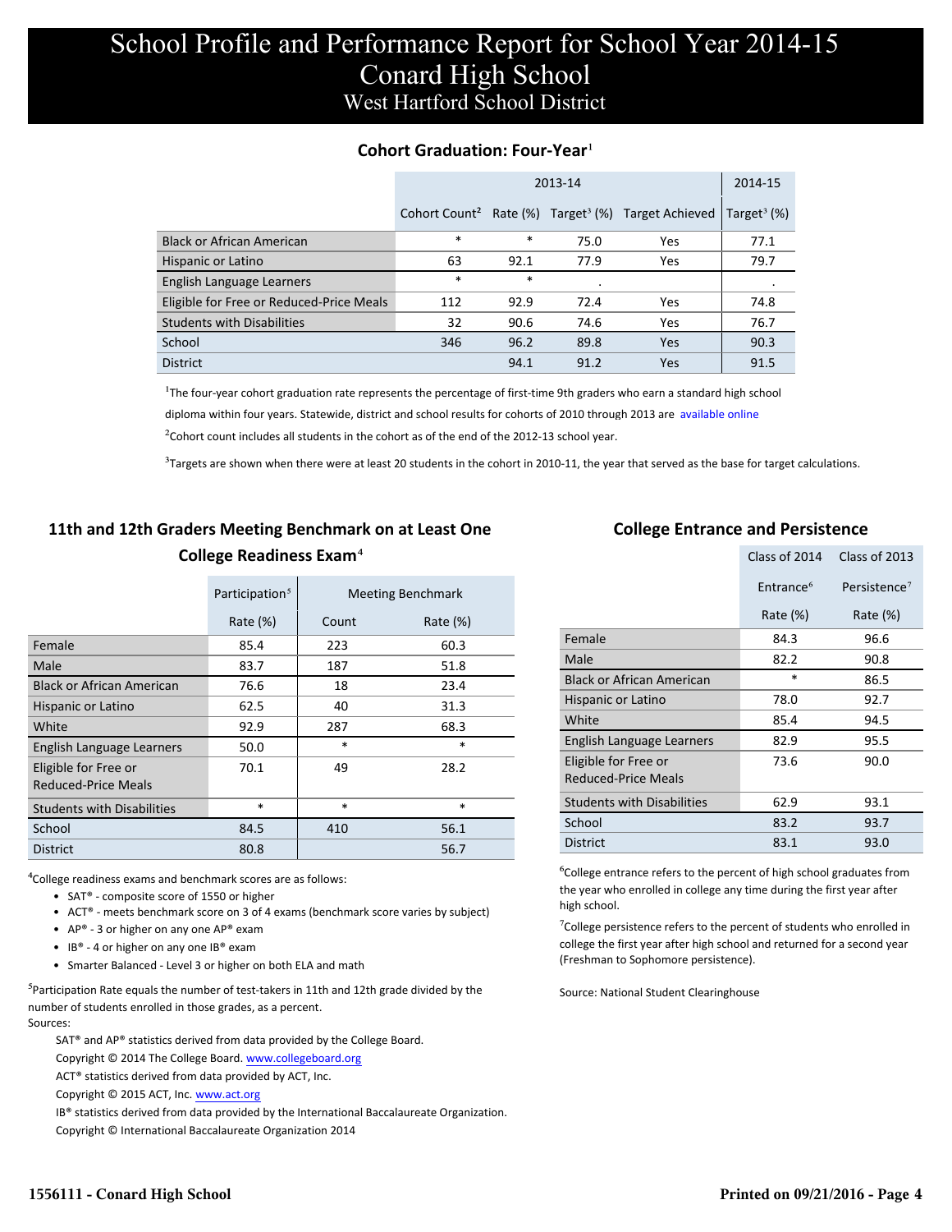# School Profile and Performance Report for School Year 2014-15
# Conard High School
## West Hartford School District

### Cohort Graduation: Four-Year[1]

| | 2013-14 | | | | 2014-15 |
|---|---|---|---|---|---|
| | Cohort Count[2] | Rate (%) | Target[3] (%) | Target Achieved | Target[3] (%) |
| Black or African American | * | * | 75.0 | Yes | 77.1 |
| Hispanic or Latino | 63 | 92.1 | 77.9 | Yes | 79.7 |
| English Language Learners | * | * | . | | . |
| Eligible for Free or Reduced-Price Meals | 112 | 92.9 | 72.4 | Yes | 74.8 |
| Students with Disabilities | 32 | 90.6 | 74.6 | Yes | 76.7 |
| School | 346 | 96.2 | 89.8 | Yes | 90.3 |
| District | | 94.1 | 91.2 | Yes | 91.5 |

[1]The four-year cohort graduation rate represents the percentage of first-time 9th graders who earn a standard high school diploma within four years. Statewide, district and school results for cohorts of 2010 through 2013 are available online

[2]Cohort count includes all students in the cohort as of the end of the 2012-13 school year.

[3]Targets are shown when there were at least 20 students in the cohort in 2010-11, the year that served as the base for target calculations.

### 11th and 12th Graders Meeting Benchmark on at Least One College Readiness Exam[4]

| | Participation[5] | Meeting Benchmark | |
|---|---|---|---|
| | Rate (%) | Count | Rate (%) |
| Female | 85.4 | 223 | 60.3 |
| Male | 83.7 | 187 | 51.8 |
| Black or African American | 76.6 | 18 | 23.4 |
| Hispanic or Latino | 62.5 | 40 | 31.3 |
| White | 92.9 | 287 | 68.3 |
| English Language Learners | 50.0 | * | * |
| Eligible for Free or Reduced-Price Meals | 70.1 | 49 | 28.2 |
| Students with Disabilities | * | * | * |
| School | 84.5 | 410 | 56.1 |
| District | 80.8 | | 56.7 |

[4]College readiness exams and benchmark scores are as follows:

- SAT® - composite score of 1550 or higher
- ACT® - meets benchmark score on 3 of 4 exams (benchmark score varies by subject)
- AP® - 3 or higher on any one AP® exam
- IB® - 4 or higher on any one IB® exam
- Smarter Balanced - Level 3 or higher on both ELA and math

[5]Participation Rate equals the number of test-takers in 11th and 12th grade divided by the number of students enrolled in those grades, as a percent.

Sources:

SAT® and AP® statistics derived from data provided by the College Board.
Copyright © 2014 The College Board. www.collegeboard.org
ACT® statistics derived from data provided by ACT, Inc.
Copyright © 2015 ACT, Inc. www.act.org
IB® statistics derived from data provided by the International Baccalaureate Organization.
Copyright © International Baccalaureate Organization 2014

### College Entrance and Persistence

| | Class of 2014 | Class of 2013 |
|---|---|---|
| | Entrance[6] | Persistence[7] |
| | Rate (%) | Rate (%) |
| Female | 84.3 | 96.6 |
| Male | 82.2 | 90.8 |
| Black or African American | * | 86.5 |
| Hispanic or Latino | 78.0 | 92.7 |
| White | 85.4 | 94.5 |
| English Language Learners | 82.9 | 95.5 |
| Eligible for Free or Reduced-Price Meals | 73.6 | 90.0 |
| Students with Disabilities | 62.9 | 93.1 |
| School | 83.2 | 93.7 |
| District | 83.1 | 93.0 |

[6]College entrance refers to the percent of high school graduates from the year who enrolled in college any time during the first year after high school.

[7]College persistence refers to the percent of students who enrolled in college the first year after high school and returned for a second year (Freshman to Sophomore persistence).

Source: National Student Clearinghouse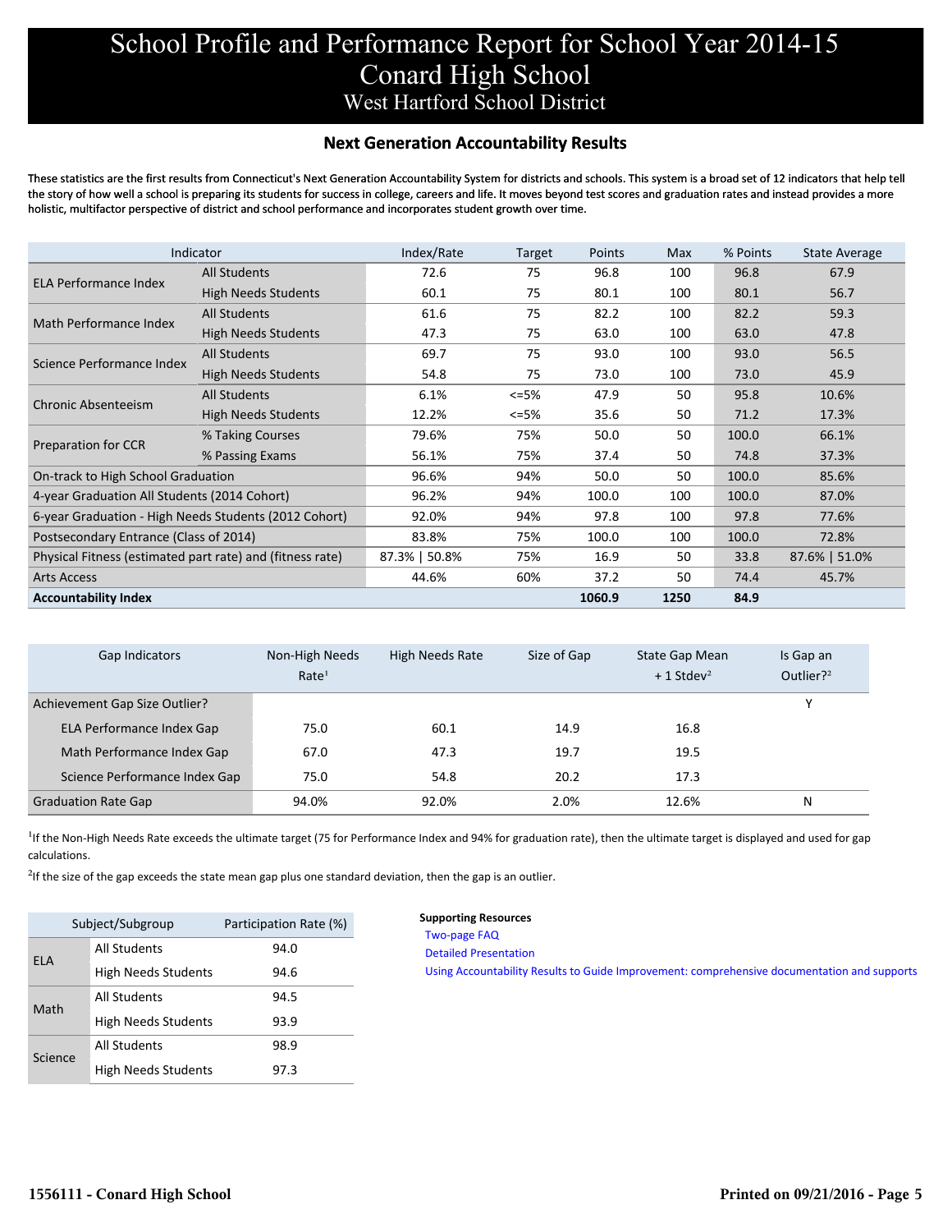# School Profile and Performance Report for School Year 2014-15
# Conard High School
## West Hartford School District

### Next Generation Accountability Results

These statistics are the first results from Connecticut's Next Generation Accountability System for districts and schools. This system is a broad set of 12 indicators that help tell the story of how well a school is preparing its students for success in college, careers and life. It moves beyond test scores and graduation rates and instead provides a more holistic, multifactor perspective of district and school performance and incorporates student growth over time.

| Indicator | | Index/Rate | Target | Points | Max | % Points | State Average |
|---|---|---|---|---|---|---|---|
| ELA Performance Index | All Students | 72.6 | 75 | 96.8 | 100 | 96.8 | 67.9 |
| | High Needs Students | 60.1 | 75 | 80.1 | 100 | 80.1 | 56.7 |
| Math Performance Index | All Students | 61.6 | 75 | 82.2 | 100 | 82.2 | 59.3 |
| | High Needs Students | 47.3 | 75 | 63.0 | 100 | 63.0 | 47.8 |
| Science Performance Index | All Students | 69.7 | 75 | 93.0 | 100 | 93.0 | 56.5 |
| | High Needs Students | 54.8 | 75 | 73.0 | 100 | 73.0 | 45.9 |
| Chronic Absenteeism | All Students | 6.1% | <=5% | 47.9 | 50 | 95.8 | 10.6% |
| | High Needs Students | 12.2% | <=5% | 35.6 | 50 | 71.2 | 17.3% |
| Preparation for CCR | % Taking Courses | 79.6% | 75% | 50.0 | 50 | 100.0 | 66.1% |
| | % Passing Exams | 56.1% | 75% | 37.4 | 50 | 74.8 | 37.3% |
| On-track to High School Graduation | | 96.6% | 94% | 50.0 | 50 | 100.0 | 85.6% |
| 4-year Graduation All Students (2014 Cohort) | | 96.2% | 94% | 100.0 | 100 | 100.0 | 87.0% |
| 6-year Graduation - High Needs Students (2012 Cohort) | | 92.0% | 94% | 97.8 | 100 | 97.8 | 77.6% |
| Postsecondary Entrance (Class of 2014) | | 83.8% | 75% | 100.0 | 100 | 100.0 | 72.8% |
| Physical Fitness (estimated part rate) and (fitness rate) | | 87.3% \| 50.8% | 75% | 16.9 | 50 | 33.8 | 87.6% \| 51.0% |
| Arts Access | | 44.6% | 60% | 37.2 | 50 | 74.4 | 45.7% |
| **Accountability Index** | | | | **1060.9** | **1250** | **84.9** | |

| Gap Indicators | Non-High Needs Rate[1] | High Needs Rate | Size of Gap | State Gap Mean + 1 Stdev[2] | Is Gap an Outlier?[2] |
|---|---|---|---|---|---|
| Achievement Gap Size Outlier? | | | | | Y |
| ELA Performance Index Gap | 75.0 | 60.1 | 14.9 | 16.8 | |
| Math Performance Index Gap | 67.0 | 47.3 | 19.7 | 19.5 | |
| Science Performance Index Gap | 75.0 | 54.8 | 20.2 | 17.3 | |
| Graduation Rate Gap | 94.0% | 92.0% | 2.0% | 12.6% | N |

[1]If the Non-High Needs Rate exceeds the ultimate target (75 for Performance Index and 94% for graduation rate), then the ultimate target is displayed and used for gap calculations.

[2]If the size of the gap exceeds the state mean gap plus one standard deviation, then the gap is an outlier.

| Subject/Subgroup | | Participation Rate (%) |
|---|---|---|
| ELA | All Students | 94.0 |
| | High Needs Students | 94.6 |
| Math | All Students | 94.5 |
| | High Needs Students | 93.9 |
| Science | All Students | 98.9 |
| | High Needs Students | 97.3 |

**Supporting Resources**

- Two-page FAQ
- Detailed Presentation
- Using Accountability Results to Guide Improvement: comprehensive documentation and supports